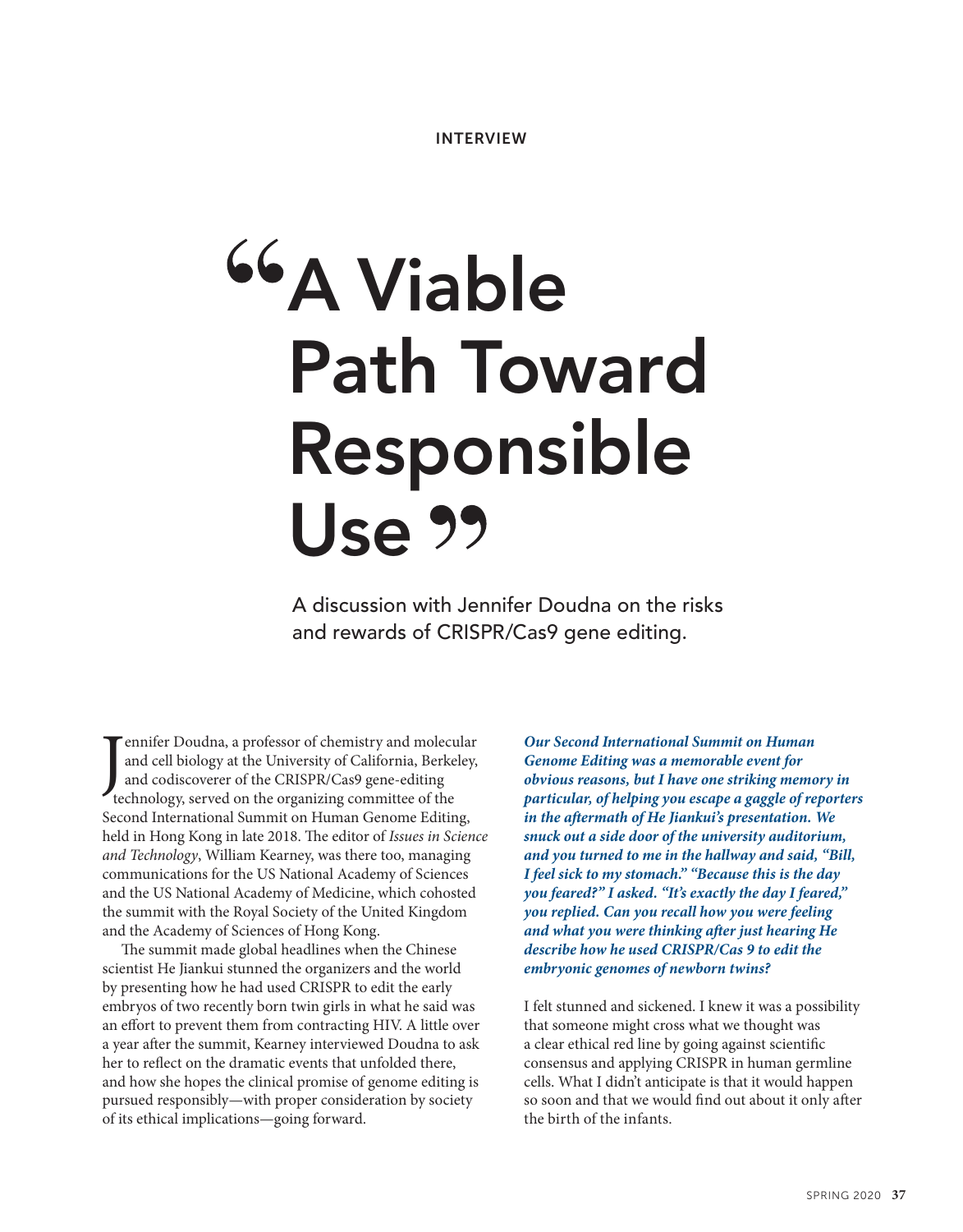INTERVIEW

# "A Viable Path Toward Responsible Use"

A discussion with Jennifer Doudna on the risks and rewards of CRISPR/Cas9 gene editing.

Jennifer Doudna, a professor of chemistry and molecular and cell biology at the University of California, Berkeley, and codiscoverer of the CRISPR/Cas9 gene-editing technology, served on the organizing committee of the Second International Summit on Human Genome Editing, held in Hong Kong in late 2018. The editor of *Issues in Science and Technology*, William Kearney, was there too, managing communications for the US National Academy of Sciences and the US National Academy of Medicine, which cohosted the summit with the Royal Society of the United Kingdom and the Academy of Sciences of Hong Kong.

The summit made global headlines when the Chinese scientist He Jiankui stunned the organizers and the world by presenting how he had used CRISPR to edit the early embryos of two recently born twin girls in what he said was an effort to prevent them from contracting HIV. A little over a year after the summit, Kearney interviewed Doudna to ask her to reflect on the dramatic events that unfolded there, and how she hopes the clinical promise of genome editing is pursued responsibly—with proper consideration by society of its ethical implications—going forward.

***Our Second International Summit on Human Genome Editing was a memorable event for obvious reasons, but I have one striking memory in particular, of helping you escape a gaggle of reporters in the aftermath of He Jiankui's presentation. We snuck out a side door of the university auditorium, and you turned to me in the hallway and said, "Bill, I feel sick to my stomach." "Because this is the day you feared?" I asked. "It's exactly the day I feared," you replied. Can you recall how you were feeling and what you were thinking after just hearing He describe how he used CRISPR/Cas 9 to edit the embryonic genomes of newborn twins?***

I felt stunned and sickened. I knew it was a possibility that someone might cross what we thought was a clear ethical red line by going against scientific consensus and applying CRISPR in human germline cells. What I didn't anticipate is that it would happen so soon and that we would find out about it only after the birth of the infants.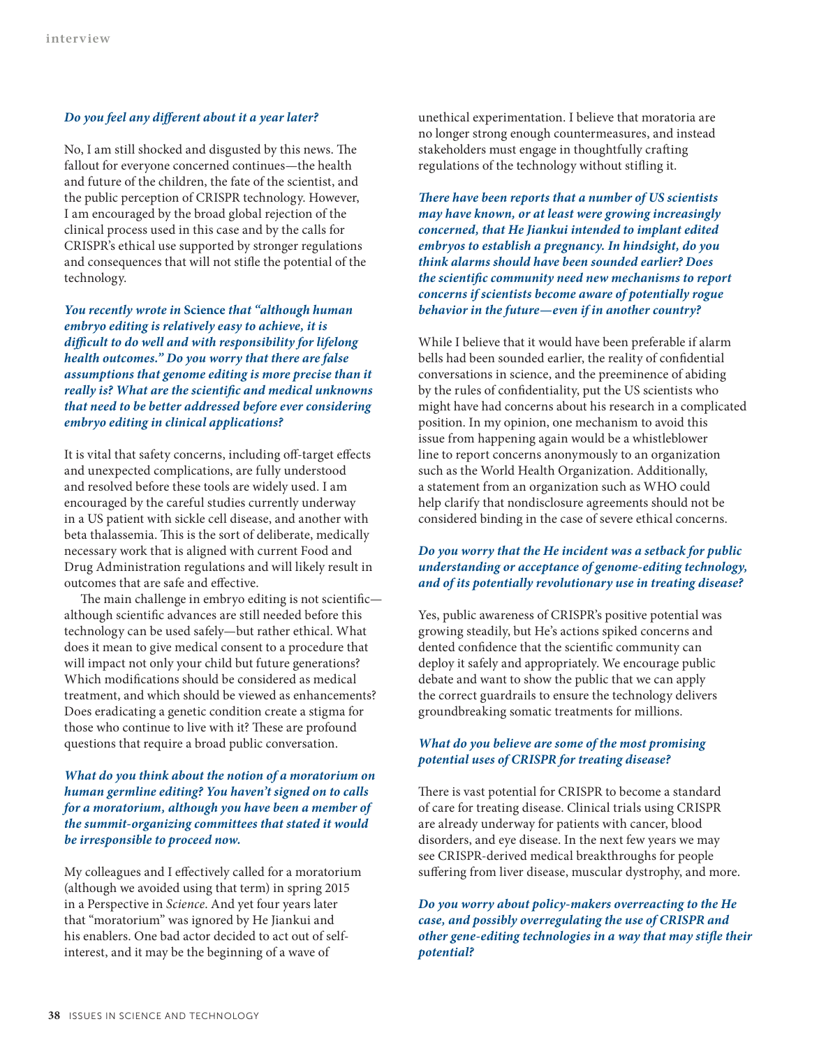***Do you feel any different about it a year later?***

No, I am still shocked and disgusted by this news. The fallout for everyone concerned continues—the health and future of the children, the fate of the scientist, and the public perception of CRISPR technology. However, I am encouraged by the broad global rejection of the clinical process used in this case and by the calls for CRISPR's ethical use supported by stronger regulations and consequences that will not stifle the potential of the technology.

***You recently wrote in* Science *that "although human embryo editing is relatively easy to achieve, it is difficult to do well and with responsibility for lifelong health outcomes." Do you worry that there are false assumptions that genome editing is more precise than it really is? What are the scientific and medical unknowns that need to be better addressed before ever considering embryo editing in clinical applications?***

It is vital that safety concerns, including off-target effects and unexpected complications, are fully understood and resolved before these tools are widely used. I am encouraged by the careful studies currently underway in a US patient with sickle cell disease, and another with beta thalassemia. This is the sort of deliberate, medically necessary work that is aligned with current Food and Drug Administration regulations and will likely result in outcomes that are safe and effective.

The main challenge in embryo editing is not scientific—although scientific advances are still needed before this technology can be used safely—but rather ethical. What does it mean to give medical consent to a procedure that will impact not only your child but future generations? Which modifications should be considered as medical treatment, and which should be viewed as enhancements? Does eradicating a genetic condition create a stigma for those who continue to live with it? These are profound questions that require a broad public conversation.

***What do you think about the notion of a moratorium on human germline editing? You haven't signed on to calls for a moratorium, although you have been a member of the summit-organizing committees that stated it would be irresponsible to proceed now.***

My colleagues and I effectively called for a moratorium (although we avoided using that term) in spring 2015 in a Perspective in *Science*. And yet four years later that "moratorium" was ignored by He Jiankui and his enablers. One bad actor decided to act out of self-interest, and it may be the beginning of a wave of unethical experimentation. I believe that moratoria are no longer strong enough countermeasures, and instead stakeholders must engage in thoughtfully crafting regulations of the technology without stifling it.

***There have been reports that a number of US scientists may have known, or at least were growing increasingly concerned, that He Jiankui intended to implant edited embryos to establish a pregnancy. In hindsight, do you think alarms should have been sounded earlier? Does the scientific community need new mechanisms to report concerns if scientists become aware of potentially rogue behavior in the future—even if in another country?***

While I believe that it would have been preferable if alarm bells had been sounded earlier, the reality of confidential conversations in science, and the preeminence of abiding by the rules of confidentiality, put the US scientists who might have had concerns about his research in a complicated position. In my opinion, one mechanism to avoid this issue from happening again would be a whistleblower line to report concerns anonymously to an organization such as the World Health Organization. Additionally, a statement from an organization such as WHO could help clarify that nondisclosure agreements should not be considered binding in the case of severe ethical concerns.

***Do you worry that the He incident was a setback for public understanding or acceptance of genome-editing technology, and of its potentially revolutionary use in treating disease?***

Yes, public awareness of CRISPR's positive potential was growing steadily, but He's actions spiked concerns and dented confidence that the scientific community can deploy it safely and appropriately. We encourage public debate and want to show the public that we can apply the correct guardrails to ensure the technology delivers groundbreaking somatic treatments for millions.

***What do you believe are some of the most promising potential uses of CRISPR for treating disease?***

There is vast potential for CRISPR to become a standard of care for treating disease. Clinical trials using CRISPR are already underway for patients with cancer, blood disorders, and eye disease. In the next few years we may see CRISPR-derived medical breakthroughs for people suffering from liver disease, muscular dystrophy, and more.

***Do you worry about policy-makers overreacting to the He case, and possibly overregulating the use of CRISPR and other gene-editing technologies in a way that may stifle their potential?***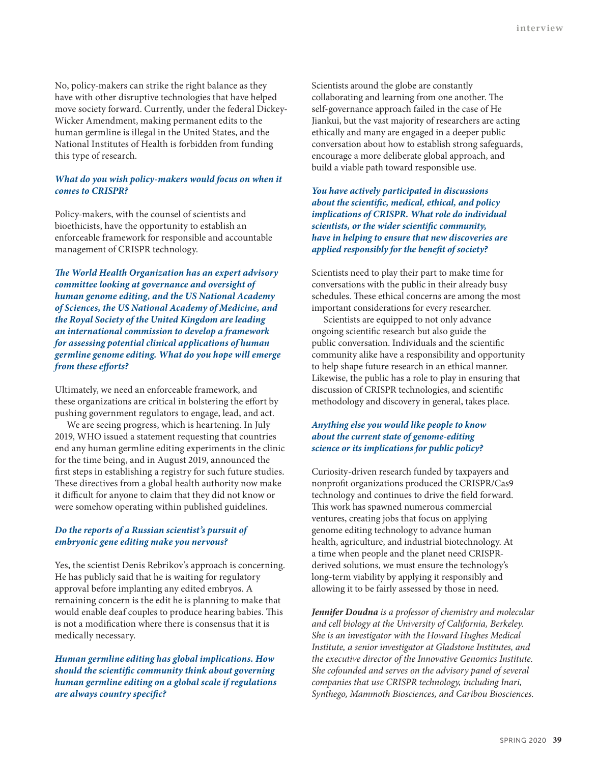No, policy-makers can strike the right balance as they have with other disruptive technologies that have helped move society forward. Currently, under the federal Dickey-Wicker Amendment, making permanent edits to the human germline is illegal in the United States, and the National Institutes of Health is forbidden from funding this type of research.

***What do you wish policy-makers would focus on when it comes to CRISPR?***

Policy-makers, with the counsel of scientists and bioethicists, have the opportunity to establish an enforceable framework for responsible and accountable management of CRISPR technology.

***The World Health Organization has an expert advisory committee looking at governance and oversight of human genome editing, and the US National Academy of Sciences, the US National Academy of Medicine, and the Royal Society of the United Kingdom are leading an international commission to develop a framework for assessing potential clinical applications of human germline genome editing. What do you hope will emerge from these efforts?***

Ultimately, we need an enforceable framework, and these organizations are critical in bolstering the effort by pushing government regulators to engage, lead, and act.

We are seeing progress, which is heartening. In July 2019, WHO issued a statement requesting that countries end any human germline editing experiments in the clinic for the time being, and in August 2019, announced the first steps in establishing a registry for such future studies. These directives from a global health authority now make it difficult for anyone to claim that they did not know or were somehow operating within published guidelines.

***Do the reports of a Russian scientist's pursuit of embryonic gene editing make you nervous?***

Yes, the scientist Denis Rebrikov's approach is concerning. He has publicly said that he is waiting for regulatory approval before implanting any edited embryos. A remaining concern is the edit he is planning to make that would enable deaf couples to produce hearing babies. This is not a modification where there is consensus that it is medically necessary.

***Human germline editing has global implications. How should the scientific community think about governing human germline editing on a global scale if regulations are always country specific?***

Scientists around the globe are constantly collaborating and learning from one another. The self-governance approach failed in the case of He Jiankui, but the vast majority of researchers are acting ethically and many are engaged in a deeper public conversation about how to establish strong safeguards, encourage a more deliberate global approach, and build a viable path toward responsible use.

***You have actively participated in discussions about the scientific, medical, ethical, and policy implications of CRISPR. What role do individual scientists, or the wider scientific community, have in helping to ensure that new discoveries are applied responsibly for the benefit of society?***

Scientists need to play their part to make time for conversations with the public in their already busy schedules. These ethical concerns are among the most important considerations for every researcher.

Scientists are equipped to not only advance ongoing scientific research but also guide the public conversation. Individuals and the scientific community alike have a responsibility and opportunity to help shape future research in an ethical manner. Likewise, the public has a role to play in ensuring that discussion of CRISPR technologies, and scientific methodology and discovery in general, takes place.

***Anything else you would like people to know about the current state of genome-editing science or its implications for public policy?***

Curiosity-driven research funded by taxpayers and nonprofit organizations produced the CRISPR/Cas9 technology and continues to drive the field forward. This work has spawned numerous commercial ventures, creating jobs that focus on applying genome editing technology to advance human health, agriculture, and industrial biotechnology. At a time when people and the planet need CRISPR-derived solutions, we must ensure the technology's long-term viability by applying it responsibly and allowing it to be fairly assessed by those in need.

***Jennifer Doudna*** *is a professor of chemistry and molecular and cell biology at the University of California, Berkeley. She is an investigator with the Howard Hughes Medical Institute, a senior investigator at Gladstone Institutes, and the executive director of the Innovative Genomics Institute. She cofounded and serves on the advisory panel of several companies that use CRISPR technology, including Inari, Synthego, Mammoth Biosciences, and Caribou Biosciences.*